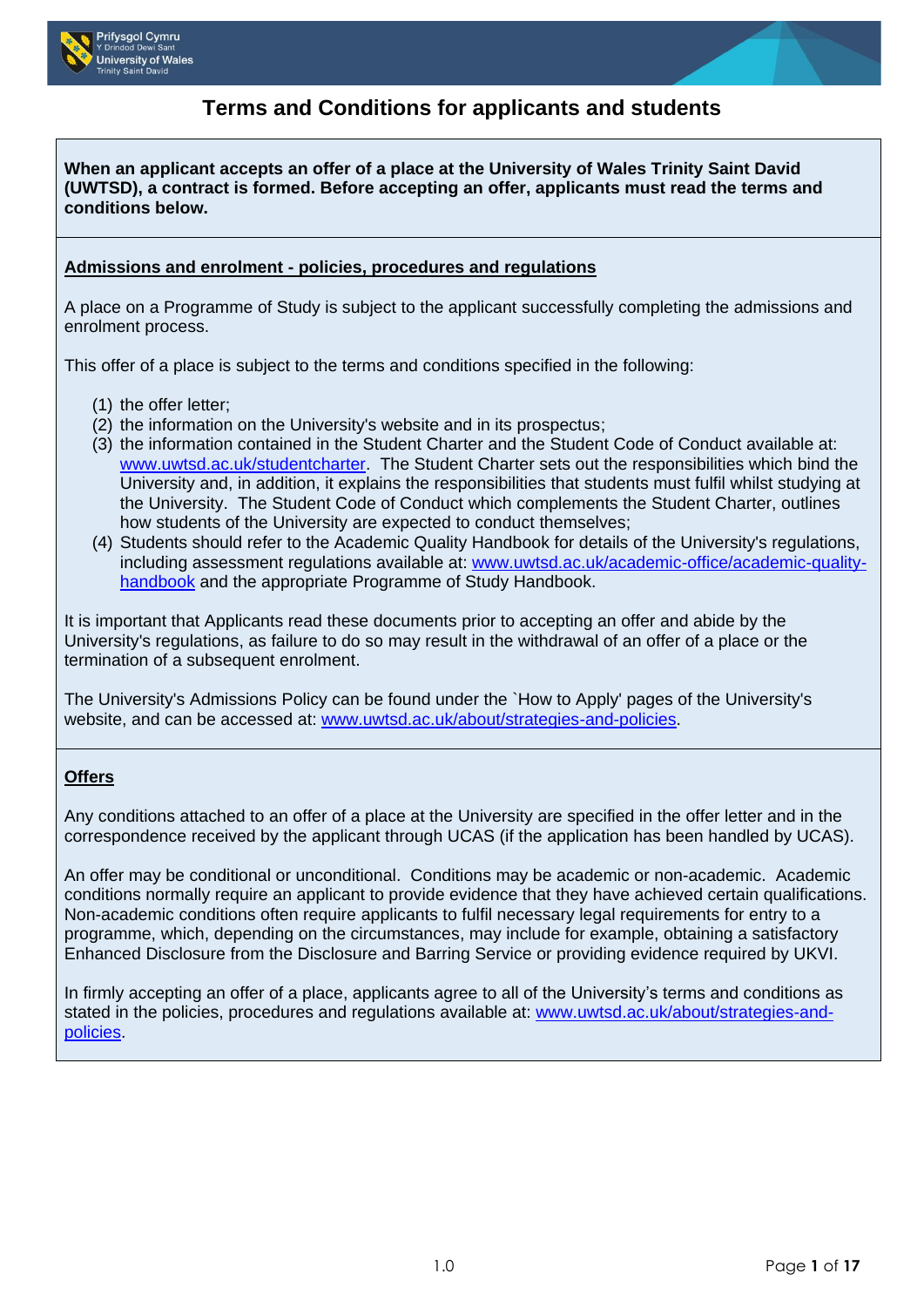# Terms and Conditions for applicants and students

**When an applicant accepts an offer of a place at the University of Wales Trinity Saint David (UWTSD), a contract is formed. Before accepting an offer, applicants must read the terms and conditions below.**

## Admissions and enrolment - policies, procedures and regulations

A place on a Programme of Study is subject to the applicant successfully completing the admissions and enrolment process.

This offer of a place is subject to the terms and conditions specified in the following:

(1) the offer letter;
(2) the information on the University's website and in its prospectus;
(3) the information contained in the Student Charter and the Student Code of Conduct available at: www.uwtsd.ac.uk/studentcharter. The Student Charter sets out the responsibilities which bind the University and, in addition, it explains the responsibilities that students must fulfil whilst studying at the University. The Student Code of Conduct which complements the Student Charter, outlines how students of the University are expected to conduct themselves;
(4) Students should refer to the Academic Quality Handbook for details of the University's regulations, including assessment regulations available at: www.uwtsd.ac.uk/academic-office/academic-quality-handbook and the appropriate Programme of Study Handbook.

It is important that Applicants read these documents prior to accepting an offer and abide by the University's regulations, as failure to do so may result in the withdrawal of an offer of a place or the termination of a subsequent enrolment.

The University's Admissions Policy can be found under the `How to Apply' pages of the University's website, and can be accessed at: www.uwtsd.ac.uk/about/strategies-and-policies.

## Offers

Any conditions attached to an offer of a place at the University are specified in the offer letter and in the correspondence received by the applicant through UCAS (if the application has been handled by UCAS).

An offer may be conditional or unconditional. Conditions may be academic or non-academic. Academic conditions normally require an applicant to provide evidence that they have achieved certain qualifications. Non-academic conditions often require applicants to fulfil necessary legal requirements for entry to a programme, which, depending on the circumstances, may include for example, obtaining a satisfactory Enhanced Disclosure from the Disclosure and Barring Service or providing evidence required by UKVI.

In firmly accepting an offer of a place, applicants agree to all of the University's terms and conditions as stated in the policies, procedures and regulations available at: www.uwtsd.ac.uk/about/strategies-and-policies.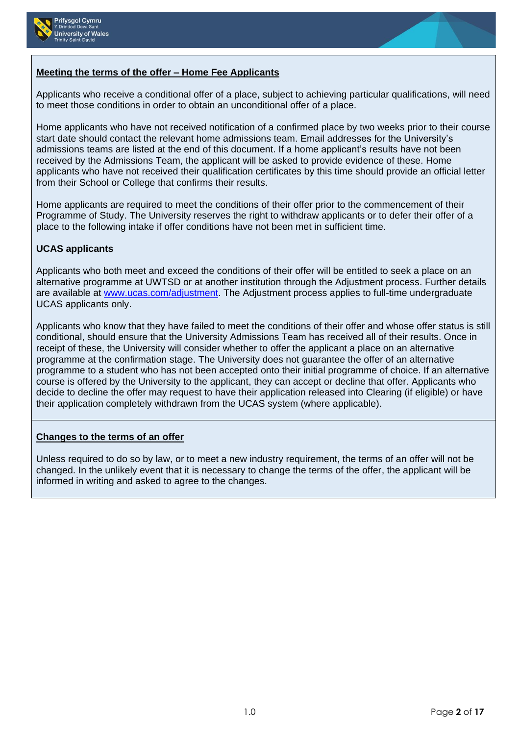## Meeting the terms of the offer – Home Fee Applicants

Applicants who receive a conditional offer of a place, subject to achieving particular qualifications, will need to meet those conditions in order to obtain an unconditional offer of a place.

Home applicants who have not received notification of a confirmed place by two weeks prior to their course start date should contact the relevant home admissions team. Email addresses for the University's admissions teams are listed at the end of this document. If a home applicant's results have not been received by the Admissions Team, the applicant will be asked to provide evidence of these. Home applicants who have not received their qualification certificates by this time should provide an official letter from their School or College that confirms their results.

Home applicants are required to meet the conditions of their offer prior to the commencement of their Programme of Study. The University reserves the right to withdraw applicants or to defer their offer of a place to the following intake if offer conditions have not been met in sufficient time.

### UCAS applicants

Applicants who both meet and exceed the conditions of their offer will be entitled to seek a place on an alternative programme at UWTSD or at another institution through the Adjustment process. Further details are available at [www.ucas.com/adjustment](http://www.ucas.com/adjustment). The Adjustment process applies to full-time undergraduate UCAS applicants only.

Applicants who know that they have failed to meet the conditions of their offer and whose offer status is still conditional, should ensure that the University Admissions Team has received all of their results. Once in receipt of these, the University will consider whether to offer the applicant a place on an alternative programme at the confirmation stage. The University does not guarantee the offer of an alternative programme to a student who has not been accepted onto their initial programme of choice. If an alternative course is offered by the University to the applicant, they can accept or decline that offer. Applicants who decide to decline the offer may request to have their application released into Clearing (if eligible) or have their application completely withdrawn from the UCAS system (where applicable).

## Changes to the terms of an offer

Unless required to do so by law, or to meet a new industry requirement, the terms of an offer will not be changed. In the unlikely event that it is necessary to change the terms of the offer, the applicant will be informed in writing and asked to agree to the changes.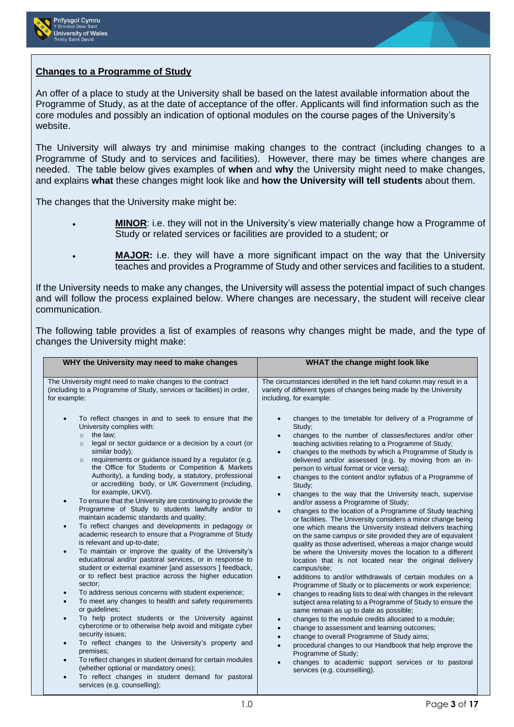## Changes to a Programme of Study

An offer of a place to study at the University shall be based on the latest available information about the Programme of Study, as at the date of acceptance of the offer. Applicants will find information such as the core modules and possibly an indication of optional modules on the course pages of the University's website.

The University will always try and minimise making changes to the contract (including changes to a Programme of Study and to services and facilities). However, there may be times where changes are needed. The table below gives examples of **when** and **why** the University might need to make changes, and explains **what** these changes might look like and **how the University will tell students** about them.

The changes that the University make might be:

- **MINOR**: i.e. they will not in the University's view materially change how a Programme of Study or related services or facilities are provided to a student; or
- **MAJOR:** i.e. they will have a more significant impact on the way that the University teaches and provides a Programme of Study and other services and facilities to a student.

If the University needs to make any changes, the University will assess the potential impact of such changes and will follow the process explained below. Where changes are necessary, the student will receive clear communication.

The following table provides a list of examples of reasons why changes might be made, and the type of changes the University might make:

| WHY the University may need to make changes | WHAT the change might look like |
|---|---|
| The University might need to make changes to the contract (including to a Programme of Study, services or facilities) in order, for example:<br><br>• To reflect changes in and to seek to ensure that the University complies with:<br>  ○ the law;<br>  ○ legal or sector guidance or a decision by a court (or similar body);<br>  ○ requirements or guidance issued by a regulator (e.g. the Office for Students or Competition & Markets Authority), a funding body, a statutory, professional or accrediting body, or UK Government (including, for example, UKVI).<br>• To ensure that the University are continuing to provide the Programme of Study to students lawfully and/or to maintain academic standards and quality;<br>• To reflect changes and developments in pedagogy or academic research to ensure that a Programme of Study is relevant and up-to-date;<br>• To maintain or improve the quality of the University's educational and/or pastoral services, or in response to student or external examiner [and assessors ] feedback, or to reflect best practice across the higher education sector;<br>• To address serious concerns with student experience;<br>• To meet any changes to health and safety requirements or guidelines;<br>• To help protect students or the University against cybercrime or to otherwise help avoid and mitigate cyber security issues;<br>• To reflect changes to the University's property and premises;<br>• To reflect changes in student demand for certain modules (whether optional or mandatory ones);<br>• To reflect changes in student demand for pastoral services (e.g. counselling); | The circumstances identified in the left hand column may result in a variety of different types of changes being made by the University including, for example:<br><br>• changes to the timetable for delivery of a Programme of Study;<br>• changes to the number of classes/lectures and/or other teaching activities relating to a Programme of Study;<br>• changes to the methods by which a Programme of Study is delivered and/or assessed (e.g. by moving from an in-person to virtual format or vice versa);<br>• changes to the content and/or syllabus of a Programme of Study;<br>• changes to the way that the University teach, supervise and/or assess a Programme of Study;<br>• changes to the location of a Programme of Study teaching or facilities. The University considers a minor change being one which means the University instead delivers teaching on the same campus or site provided they are of equivalent quality as those advertised, whereas a major change would be where the University moves the location to a different location that is not located near the original delivery campus/site;<br>• additions to and/or withdrawals of certain modules on a Programme of Study or to placements or work experience;<br>• changes to reading lists to deal with changes in the relevant subject area relating to a Programme of Study to ensure the same remain as up to date as possible;<br>• changes to the module credits allocated to a module;<br>• change to assessment and learning outcomes;<br>• change to overall Programme of Study aims;<br>• procedural changes to our Handbook that help improve the Programme of Study;<br>• changes to academic support services or to pastoral services (e.g. counselling). |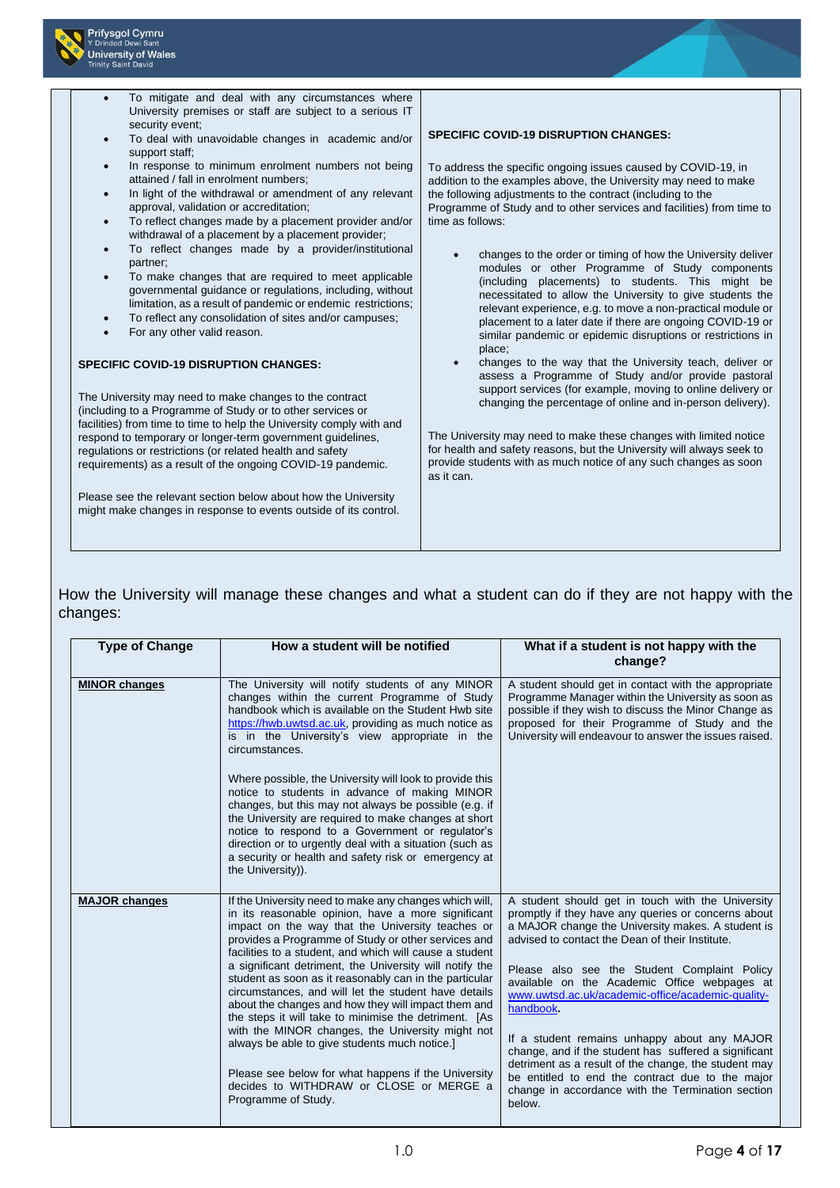- To mitigate and deal with any circumstances where University premises or staff are subject to a serious IT security event;
- To deal with unavoidable changes in academic and/or support staff;
- In response to minimum enrolment numbers not being attained / fall in enrolment numbers;
- In light of the withdrawal or amendment of any relevant approval, validation or accreditation;
- To reflect changes made by a placement provider and/or withdrawal of a placement by a placement provider;
- To reflect changes made by a provider/institutional partner;
- To make changes that are required to meet applicable governmental guidance or regulations, including, without limitation, as a result of pandemic or endemic restrictions;
- To reflect any consolidation of sites and/or campuses;
- For any other valid reason.

**SPECIFIC COVID-19 DISRUPTION CHANGES:**

The University may need to make changes to the contract (including to a Programme of Study or to other services or facilities) from time to time to help the University comply with and respond to temporary or longer-term government guidelines, regulations or restrictions (or related health and safety requirements) as a result of the ongoing COVID-19 pandemic.

Please see the relevant section below about how the University might make changes in response to events outside of its control.

**SPECIFIC COVID-19 DISRUPTION CHANGES:**

To address the specific ongoing issues caused by COVID-19, in addition to the examples above, the University may need to make the following adjustments to the contract (including to the Programme of Study and to other services and facilities) from time to time as follows:

- changes to the order or timing of how the University deliver modules or other Programme of Study components (including placements) to students. This might be necessitated to allow the University to give students the relevant experience, e.g. to move a non-practical module or placement to a later date if there are ongoing COVID-19 or similar pandemic or epidemic disruptions or restrictions in place;
- changes to the way that the University teach, deliver or assess a Programme of Study and/or provide pastoral support services (for example, moving to online delivery or changing the percentage of online and in-person delivery).

The University may need to make these changes with limited notice for health and safety reasons, but the University will always seek to provide students with as much notice of any such changes as soon as it can.

How the University will manage these changes and what a student can do if they are not happy with the changes:

| Type of Change | How a student will be notified | What if a student is not happy with the change? |
|---|---|---|
| **MINOR changes** | The University will notify students of any MINOR changes within the current Programme of Study handbook which is available on the Student Hwb site https://hwb.uwtsd.ac.uk, providing as much notice as is in the University's view appropriate in the circumstances.<br><br>Where possible, the University will look to provide this notice to students in advance of making MINOR changes, but this may not always be possible (e.g. if the University are required to make changes at short notice to respond to a Government or regulator's direction or to urgently deal with a situation (such as a security or health and safety risk or emergency at the University)). | A student should get in contact with the appropriate Programme Manager within the University as soon as possible if they wish to discuss the Minor Change as proposed for their Programme of Study and the University will endeavour to answer the issues raised. |
| **MAJOR changes** | If the University need to make any changes which will, in its reasonable opinion, have a more significant impact on the way that the University teaches or provides a Programme of Study or other services and facilities to a student, and which will cause a student a significant detriment, the University will notify the student as soon as it reasonably can in the particular circumstances, and will let the student have details about the changes and how they will impact them and the steps it will take to minimise the detriment. [As with the MINOR changes, the University might not always be able to give students much notice.]<br><br>Please see below for what happens if the University decides to WITHDRAW or CLOSE or MERGE a Programme of Study. | A student should get in touch with the University promptly if they have any queries or concerns about a MAJOR change the University makes. A student is advised to contact the Dean of their Institute.<br><br>Please also see the Student Complaint Policy available on the Academic Office webpages at www.uwtsd.ac.uk/academic-office/academic-quality-handbook.<br><br>If a student remains unhappy about any MAJOR change, and if the student has suffered a significant detriment as a result of the change, the student may be entitled to end the contract due to the major change in accordance with the Termination section below. |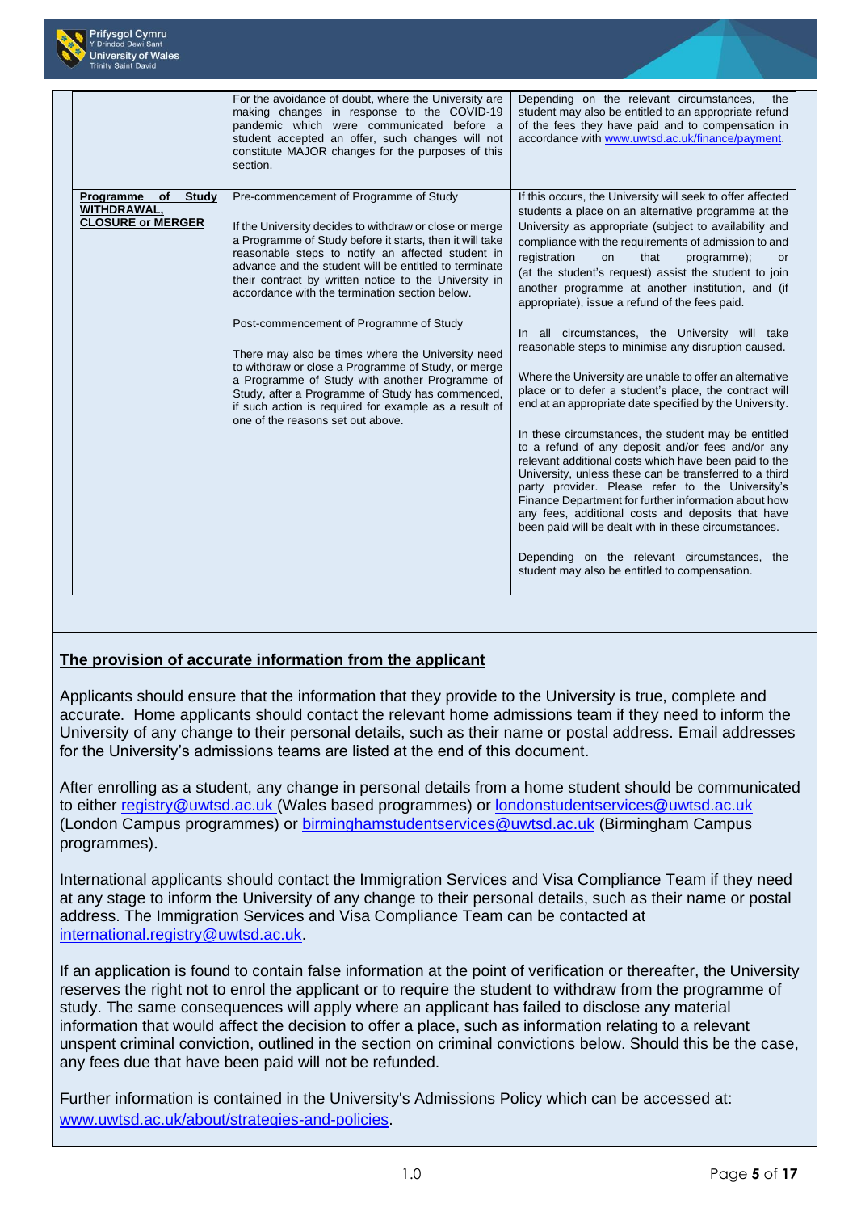| | | |
|---|---|---|
| | For the avoidance of doubt, where the University are making changes in response to the COVID-19 pandemic which were communicated before a student accepted an offer, such changes will not constitute MAJOR changes for the purposes of this section. | Depending on the relevant circumstances, the student may also be entitled to an appropriate refund of the fees they have paid and to compensation in accordance with [www.uwtsd.ac.uk/finance/payment](www.uwtsd.ac.uk/finance/payment). |
| **Programme of Study WITHDRAWAL, CLOSURE or MERGER** | Pre-commencement of Programme of Study<br><br>If the University decides to withdraw or close or merge a Programme of Study before it starts, then it will take reasonable steps to notify an affected student in advance and the student will be entitled to terminate their contract by written notice to the University in accordance with the termination section below.<br><br>Post-commencement of Programme of Study<br><br>There may also be times where the University need to withdraw or close a Programme of Study, or merge a Programme of Study with another Programme of Study, after a Programme of Study has commenced, if such action is required for example as a result of one of the reasons set out above. | If this occurs, the University will seek to offer affected students a place on an alternative programme at the University as appropriate (subject to availability and compliance with the requirements of admission to and registration on that programme); or (at the student's request) assist the student to join another programme at another institution, and (if appropriate), issue a refund of the fees paid.<br><br>In all circumstances, the University will take reasonable steps to minimise any disruption caused.<br><br>Where the University are unable to offer an alternative place or to defer a student's place, the contract will end at an appropriate date specified by the University.<br><br>In these circumstances, the student may be entitled to a refund of any deposit and/or fees and/or any relevant additional costs which have been paid to the University, unless these can be transferred to a third party provider. Please refer to the University's Finance Department for further information about how any fees, additional costs and deposits that have been paid will be dealt with in these circumstances.<br><br>Depending on the relevant circumstances, the student may also be entitled to compensation. |

## The provision of accurate information from the applicant

Applicants should ensure that the information that they provide to the University is true, complete and accurate. Home applicants should contact the relevant home admissions team if they need to inform the University of any change to their personal details, such as their name or postal address. Email addresses for the University's admissions teams are listed at the end of this document.

After enrolling as a student, any change in personal details from a home student should be communicated to either registry@uwtsd.ac.uk (Wales based programmes) or londonstudentservices@uwtsd.ac.uk (London Campus programmes) or birminghamstudentservices@uwtsd.ac.uk (Birmingham Campus programmes).

International applicants should contact the Immigration Services and Visa Compliance Team if they need at any stage to inform the University of any change to their personal details, such as their name or postal address. The Immigration Services and Visa Compliance Team can be contacted at international.registry@uwtsd.ac.uk.

If an application is found to contain false information at the point of verification or thereafter, the University reserves the right not to enrol the applicant or to require the student to withdraw from the programme of study. The same consequences will apply where an applicant has failed to disclose any material information that would affect the decision to offer a place, such as information relating to a relevant unspent criminal conviction, outlined in the section on criminal convictions below. Should this be the case, any fees due that have been paid will not be refunded.

Further information is contained in the University's Admissions Policy which can be accessed at: [www.uwtsd.ac.uk/about/strategies-and-policies](www.uwtsd.ac.uk/about/strategies-and-policies).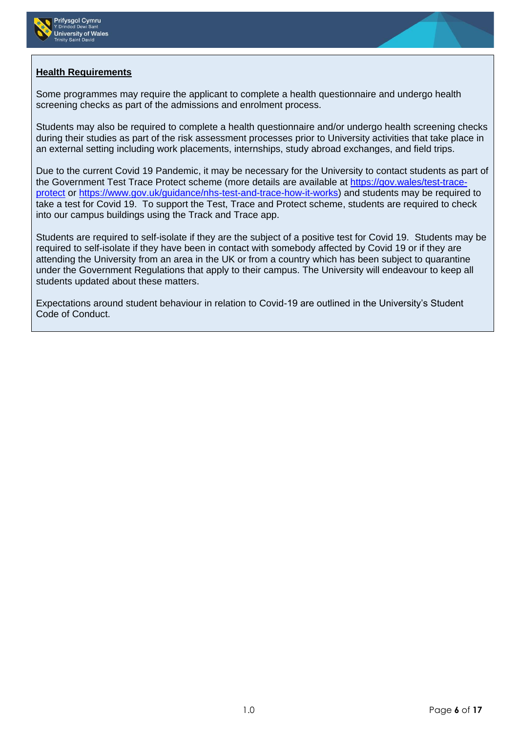**Health Requirements**

Some programmes may require the applicant to complete a health questionnaire and undergo health screening checks as part of the admissions and enrolment process.

Students may also be required to complete a health questionnaire and/or undergo health screening checks during their studies as part of the risk assessment processes prior to University activities that take place in an external setting including work placements, internships, study abroad exchanges, and field trips.

Due to the current Covid 19 Pandemic, it may be necessary for the University to contact students as part of the Government Test Trace Protect scheme (more details are available at [https://gov.wales/test-trace-protect](https://gov.wales/test-trace-protect) or [https://www.gov.uk/guidance/nhs-test-and-trace-how-it-works](https://www.gov.uk/guidance/nhs-test-and-trace-how-it-works)) and students may be required to take a test for Covid 19. To support the Test, Trace and Protect scheme, students are required to check into our campus buildings using the Track and Trace app.

Students are required to self-isolate if they are the subject of a positive test for Covid 19. Students may be required to self-isolate if they have been in contact with somebody affected by Covid 19 or if they are attending the University from an area in the UK or from a country which has been subject to quarantine under the Government Regulations that apply to their campus. The University will endeavour to keep all students updated about these matters.

Expectations around student behaviour in relation to Covid-19 are outlined in the University's Student Code of Conduct.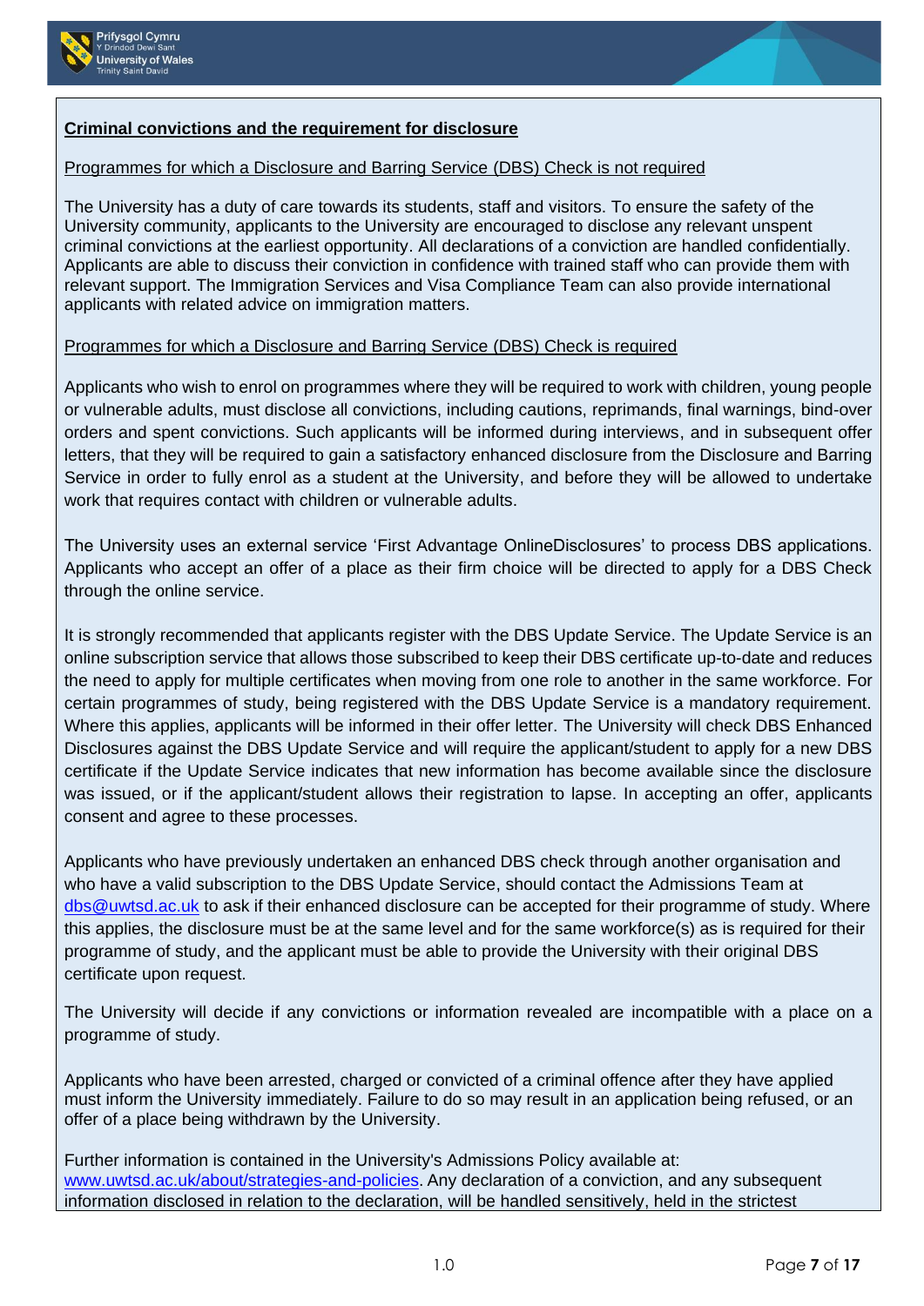## Criminal convictions and the requirement for disclosure

### Programmes for which a Disclosure and Barring Service (DBS) Check is not required

The University has a duty of care towards its students, staff and visitors. To ensure the safety of the University community, applicants to the University are encouraged to disclose any relevant unspent criminal convictions at the earliest opportunity. All declarations of a conviction are handled confidentially. Applicants are able to discuss their conviction in confidence with trained staff who can provide them with relevant support. The Immigration Services and Visa Compliance Team can also provide international applicants with related advice on immigration matters.

### Programmes for which a Disclosure and Barring Service (DBS) Check is required

Applicants who wish to enrol on programmes where they will be required to work with children, young people or vulnerable adults, must disclose all convictions, including cautions, reprimands, final warnings, bind-over orders and spent convictions. Such applicants will be informed during interviews, and in subsequent offer letters, that they will be required to gain a satisfactory enhanced disclosure from the Disclosure and Barring Service in order to fully enrol as a student at the University, and before they will be allowed to undertake work that requires contact with children or vulnerable adults.

The University uses an external service 'First Advantage OnlineDisclosures' to process DBS applications. Applicants who accept an offer of a place as their firm choice will be directed to apply for a DBS Check through the online service.

It is strongly recommended that applicants register with the DBS Update Service. The Update Service is an online subscription service that allows those subscribed to keep their DBS certificate up-to-date and reduces the need to apply for multiple certificates when moving from one role to another in the same workforce. For certain programmes of study, being registered with the DBS Update Service is a mandatory requirement. Where this applies, applicants will be informed in their offer letter. The University will check DBS Enhanced Disclosures against the DBS Update Service and will require the applicant/student to apply for a new DBS certificate if the Update Service indicates that new information has become available since the disclosure was issued, or if the applicant/student allows their registration to lapse. In accepting an offer, applicants consent and agree to these processes.

Applicants who have previously undertaken an enhanced DBS check through another organisation and who have a valid subscription to the DBS Update Service, should contact the Admissions Team at dbs@uwtsd.ac.uk to ask if their enhanced disclosure can be accepted for their programme of study. Where this applies, the disclosure must be at the same level and for the same workforce(s) as is required for their programme of study, and the applicant must be able to provide the University with their original DBS certificate upon request.

The University will decide if any convictions or information revealed are incompatible with a place on a programme of study.

Applicants who have been arrested, charged or convicted of a criminal offence after they have applied must inform the University immediately. Failure to do so may result in an application being refused, or an offer of a place being withdrawn by the University.

Further information is contained in the University's Admissions Policy available at: www.uwtsd.ac.uk/about/strategies-and-policies. Any declaration of a conviction, and any subsequent information disclosed in relation to the declaration, will be handled sensitively, held in the strictest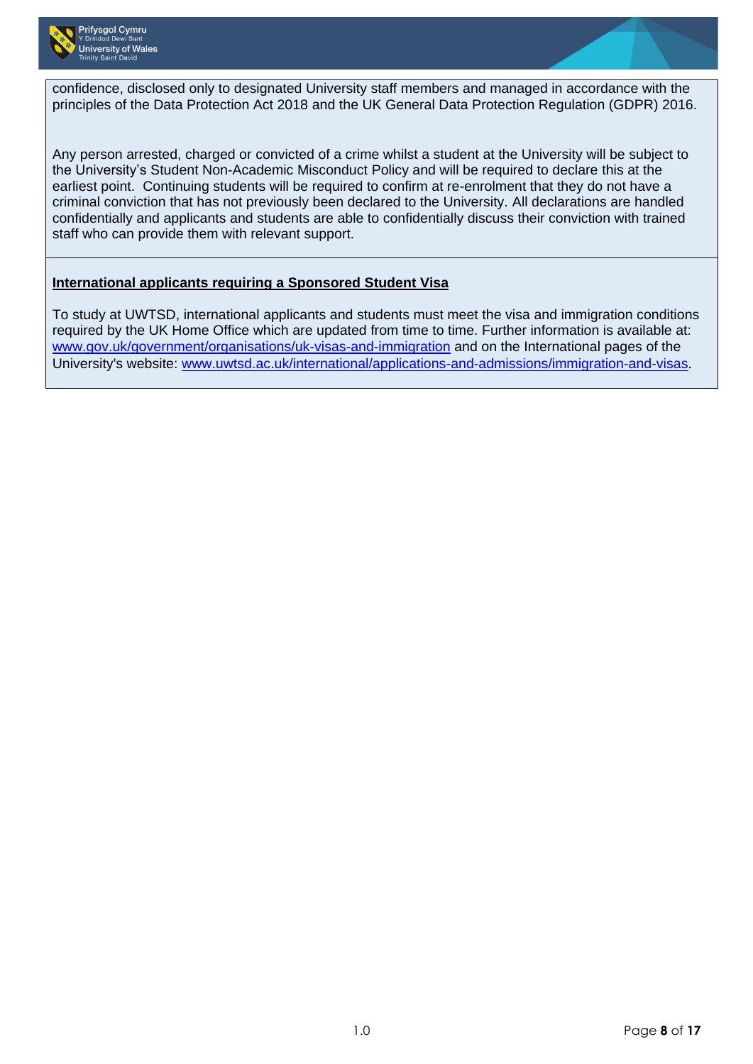confidence, disclosed only to designated University staff members and managed in accordance with the principles of the Data Protection Act 2018 and the UK General Data Protection Regulation (GDPR) 2016.

Any person arrested, charged or convicted of a crime whilst a student at the University will be subject to the University's Student Non-Academic Misconduct Policy and will be required to declare this at the earliest point. Continuing students will be required to confirm at re-enrolment that they do not have a criminal conviction that has not previously been declared to the University. All declarations are handled confidentially and applicants and students are able to confidentially discuss their conviction with trained staff who can provide them with relevant support.

**International applicants requiring a Sponsored Student Visa**

To study at UWTSD, international applicants and students must meet the visa and immigration conditions required by the UK Home Office which are updated from time to time. Further information is available at: www.gov.uk/government/organisations/uk-visas-and-immigration and on the International pages of the University's website: www.uwtsd.ac.uk/international/applications-and-admissions/immigration-and-visas.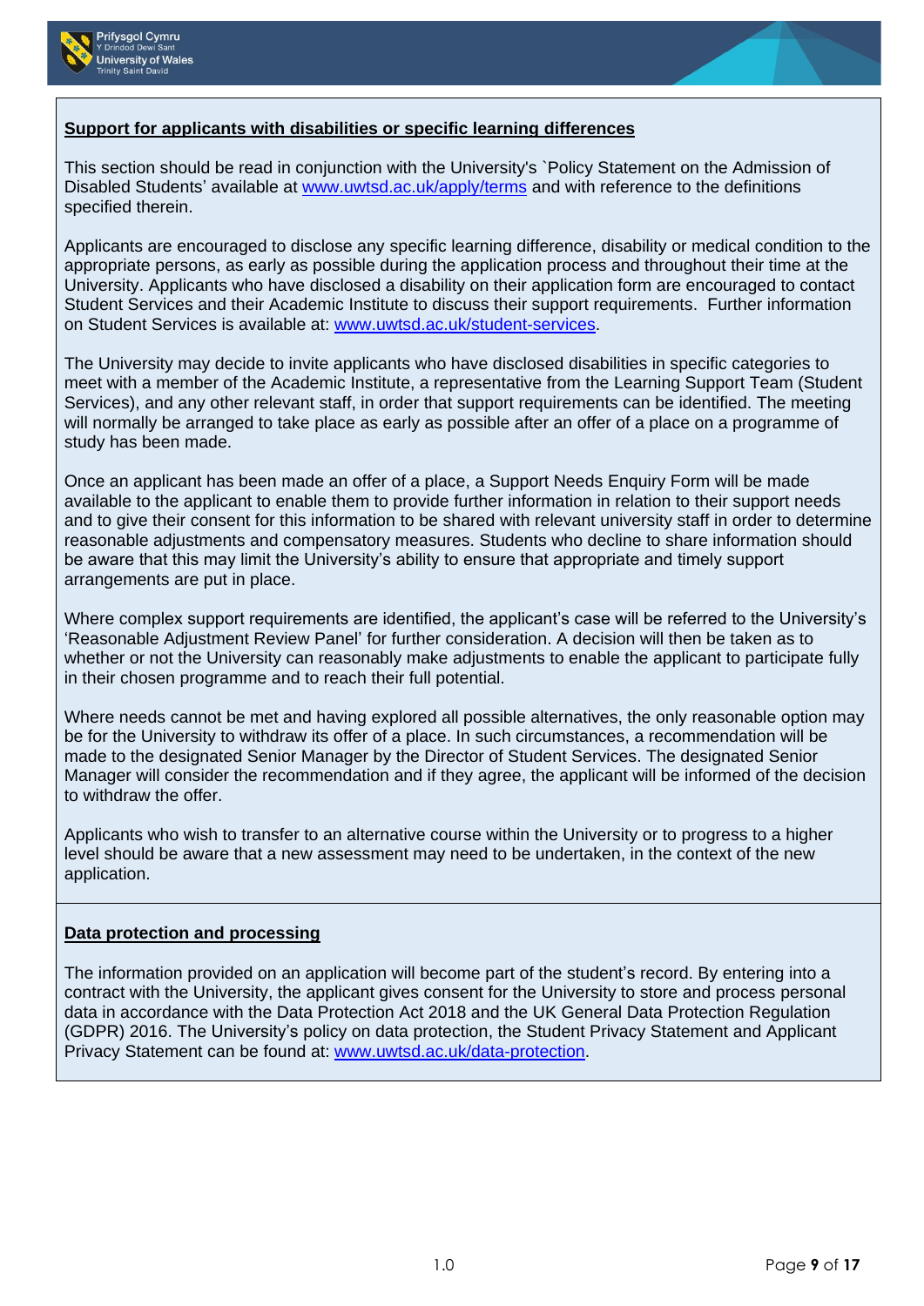**Support for applicants with disabilities or specific learning differences**

This section should be read in conjunction with the University's `Policy Statement on the Admission of Disabled Students' available at www.uwtsd.ac.uk/apply/terms and with reference to the definitions specified therein.

Applicants are encouraged to disclose any specific learning difference, disability or medical condition to the appropriate persons, as early as possible during the application process and throughout their time at the University. Applicants who have disclosed a disability on their application form are encouraged to contact Student Services and their Academic Institute to discuss their support requirements. Further information on Student Services is available at: www.uwtsd.ac.uk/student-services.

The University may decide to invite applicants who have disclosed disabilities in specific categories to meet with a member of the Academic Institute, a representative from the Learning Support Team (Student Services), and any other relevant staff, in order that support requirements can be identified. The meeting will normally be arranged to take place as early as possible after an offer of a place on a programme of study has been made.

Once an applicant has been made an offer of a place, a Support Needs Enquiry Form will be made available to the applicant to enable them to provide further information in relation to their support needs and to give their consent for this information to be shared with relevant university staff in order to determine reasonable adjustments and compensatory measures. Students who decline to share information should be aware that this may limit the University's ability to ensure that appropriate and timely support arrangements are put in place.

Where complex support requirements are identified, the applicant's case will be referred to the University's 'Reasonable Adjustment Review Panel' for further consideration. A decision will then be taken as to whether or not the University can reasonably make adjustments to enable the applicant to participate fully in their chosen programme and to reach their full potential.

Where needs cannot be met and having explored all possible alternatives, the only reasonable option may be for the University to withdraw its offer of a place. In such circumstances, a recommendation will be made to the designated Senior Manager by the Director of Student Services. The designated Senior Manager will consider the recommendation and if they agree, the applicant will be informed of the decision to withdraw the offer.

Applicants who wish to transfer to an alternative course within the University or to progress to a higher level should be aware that a new assessment may need to be undertaken, in the context of the new application.

**Data protection and processing**

The information provided on an application will become part of the student's record. By entering into a contract with the University, the applicant gives consent for the University to store and process personal data in accordance with the Data Protection Act 2018 and the UK General Data Protection Regulation (GDPR) 2016. The University's policy on data protection, the Student Privacy Statement and Applicant Privacy Statement can be found at: www.uwtsd.ac.uk/data-protection.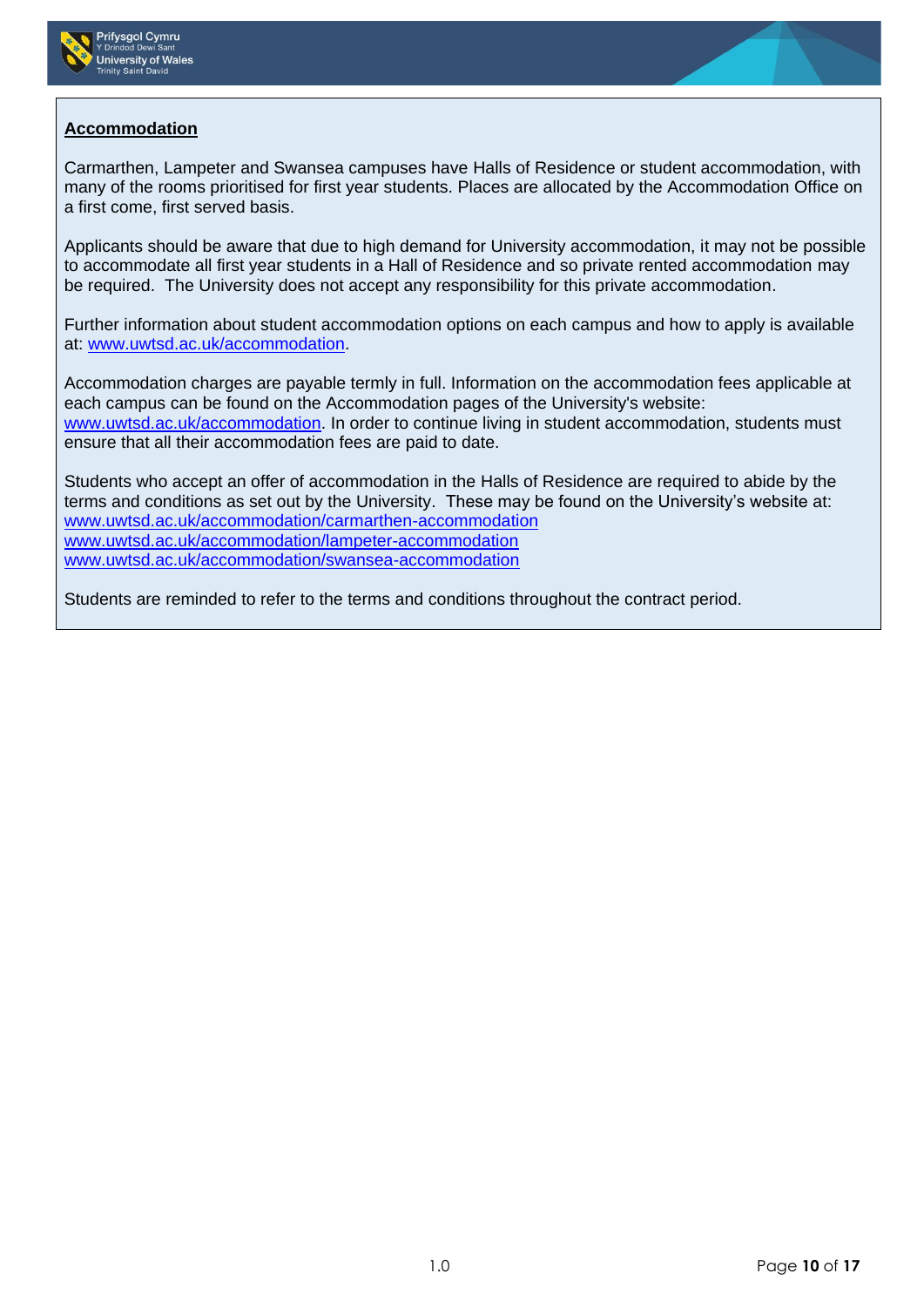## Accommodation

Carmarthen, Lampeter and Swansea campuses have Halls of Residence or student accommodation, with many of the rooms prioritised for first year students. Places are allocated by the Accommodation Office on a first come, first served basis.

Applicants should be aware that due to high demand for University accommodation, it may not be possible to accommodate all first year students in a Hall of Residence and so private rented accommodation may be required. The University does not accept any responsibility for this private accommodation.

Further information about student accommodation options on each campus and how to apply is available at: www.uwtsd.ac.uk/accommodation.

Accommodation charges are payable termly in full. Information on the accommodation fees applicable at each campus can be found on the Accommodation pages of the University's website: www.uwtsd.ac.uk/accommodation. In order to continue living in student accommodation, students must ensure that all their accommodation fees are paid to date.

Students who accept an offer of accommodation in the Halls of Residence are required to abide by the terms and conditions as set out by the University. These may be found on the University's website at:
www.uwtsd.ac.uk/accommodation/carmarthen-accommodation
www.uwtsd.ac.uk/accommodation/lampeter-accommodation
www.uwtsd.ac.uk/accommodation/swansea-accommodation

Students are reminded to refer to the terms and conditions throughout the contract period.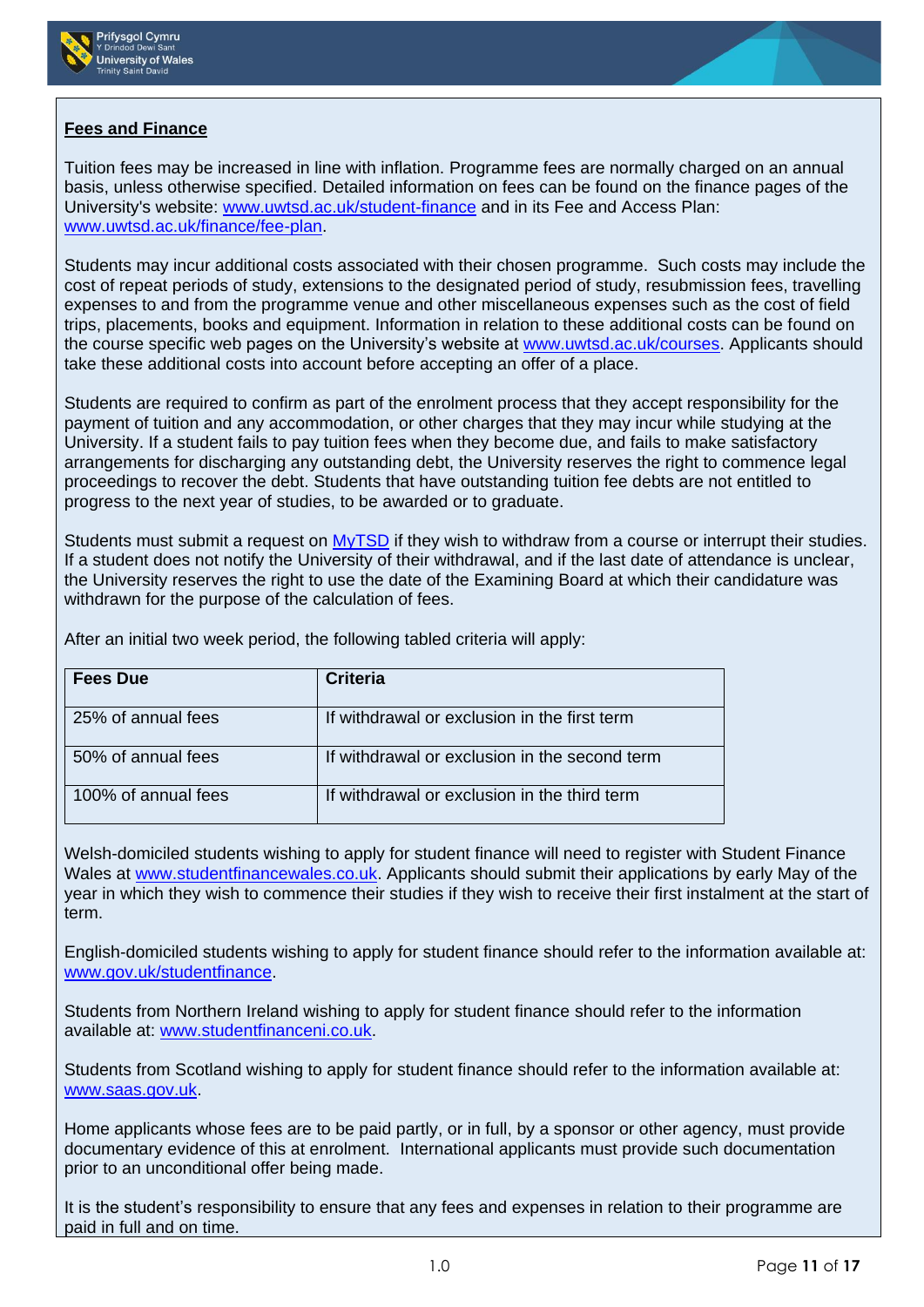**Fees and Finance**

Tuition fees may be increased in line with inflation. Programme fees are normally charged on an annual basis, unless otherwise specified. Detailed information on fees can be found on the finance pages of the University's website: www.uwtsd.ac.uk/student-finance and in its Fee and Access Plan: www.uwtsd.ac.uk/finance/fee-plan.

Students may incur additional costs associated with their chosen programme. Such costs may include the cost of repeat periods of study, extensions to the designated period of study, resubmission fees, travelling expenses to and from the programme venue and other miscellaneous expenses such as the cost of field trips, placements, books and equipment. Information in relation to these additional costs can be found on the course specific web pages on the University's website at www.uwtsd.ac.uk/courses. Applicants should take these additional costs into account before accepting an offer of a place.

Students are required to confirm as part of the enrolment process that they accept responsibility for the payment of tuition and any accommodation, or other charges that they may incur while studying at the University. If a student fails to pay tuition fees when they become due, and fails to make satisfactory arrangements for discharging any outstanding debt, the University reserves the right to commence legal proceedings to recover the debt. Students that have outstanding tuition fee debts are not entitled to progress to the next year of studies, to be awarded or to graduate.

Students must submit a request on MyTSD if they wish to withdraw from a course or interrupt their studies. If a student does not notify the University of their withdrawal, and if the last date of attendance is unclear, the University reserves the right to use the date of the Examining Board at which their candidature was withdrawn for the purpose of the calculation of fees.

After an initial two week period, the following tabled criteria will apply:

| Fees Due | Criteria |
|---|---|
| 25% of annual fees | If withdrawal or exclusion in the first term |
| 50% of annual fees | If withdrawal or exclusion in the second term |
| 100% of annual fees | If withdrawal or exclusion in the third term |

Welsh-domiciled students wishing to apply for student finance will need to register with Student Finance Wales at www.studentfinancewales.co.uk. Applicants should submit their applications by early May of the year in which they wish to commence their studies if they wish to receive their first instalment at the start of term.

English-domiciled students wishing to apply for student finance should refer to the information available at: www.gov.uk/studentfinance.

Students from Northern Ireland wishing to apply for student finance should refer to the information available at: www.studentfinanceni.co.uk.

Students from Scotland wishing to apply for student finance should refer to the information available at: www.saas.gov.uk.

Home applicants whose fees are to be paid partly, or in full, by a sponsor or other agency, must provide documentary evidence of this at enrolment. International applicants must provide such documentation prior to an unconditional offer being made.

It is the student's responsibility to ensure that any fees and expenses in relation to their programme are paid in full and on time.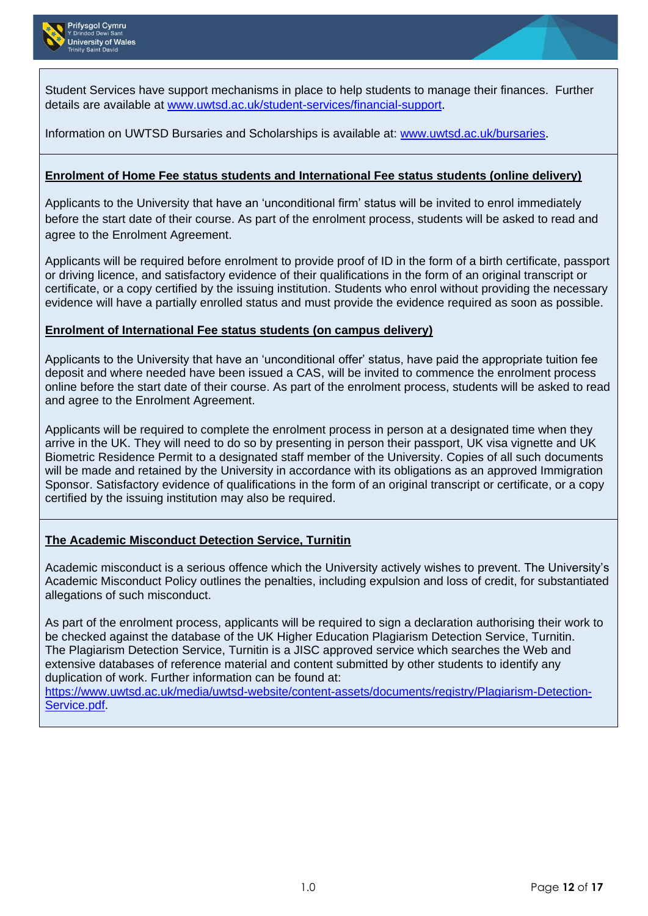Student Services have support mechanisms in place to help students to manage their finances. Further details are available at [www.uwtsd.ac.uk/student-services/financial-support](www.uwtsd.ac.uk/student-services/financial-support).

Information on UWTSD Bursaries and Scholarships is available at: [www.uwtsd.ac.uk/bursaries](www.uwtsd.ac.uk/bursaries).

**Enrolment of Home Fee status students and International Fee status students (online delivery)**

Applicants to the University that have an 'unconditional firm' status will be invited to enrol immediately before the start date of their course. As part of the enrolment process, students will be asked to read and agree to the Enrolment Agreement.

Applicants will be required before enrolment to provide proof of ID in the form of a birth certificate, passport or driving licence, and satisfactory evidence of their qualifications in the form of an original transcript or certificate, or a copy certified by the issuing institution. Students who enrol without providing the necessary evidence will have a partially enrolled status and must provide the evidence required as soon as possible.

**Enrolment of International Fee status students (on campus delivery)**

Applicants to the University that have an 'unconditional offer' status, have paid the appropriate tuition fee deposit and where needed have been issued a CAS, will be invited to commence the enrolment process online before the start date of their course. As part of the enrolment process, students will be asked to read and agree to the Enrolment Agreement.

Applicants will be required to complete the enrolment process in person at a designated time when they arrive in the UK. They will need to do so by presenting in person their passport, UK visa vignette and UK Biometric Residence Permit to a designated staff member of the University. Copies of all such documents will be made and retained by the University in accordance with its obligations as an approved Immigration Sponsor. Satisfactory evidence of qualifications in the form of an original transcript or certificate, or a copy certified by the issuing institution may also be required.

**The Academic Misconduct Detection Service, Turnitin**

Academic misconduct is a serious offence which the University actively wishes to prevent. The University's Academic Misconduct Policy outlines the penalties, including expulsion and loss of credit, for substantiated allegations of such misconduct.

As part of the enrolment process, applicants will be required to sign a declaration authorising their work to be checked against the database of the UK Higher Education Plagiarism Detection Service, Turnitin.
The Plagiarism Detection Service, Turnitin is a JISC approved service which searches the Web and extensive databases of reference material and content submitted by other students to identify any duplication of work. Further information can be found at:
[https://www.uwtsd.ac.uk/media/uwtsd-website/content-assets/documents/registry/Plagiarism-Detection-Service.pdf](https://www.uwtsd.ac.uk/media/uwtsd-website/content-assets/documents/registry/Plagiarism-Detection-Service.pdf).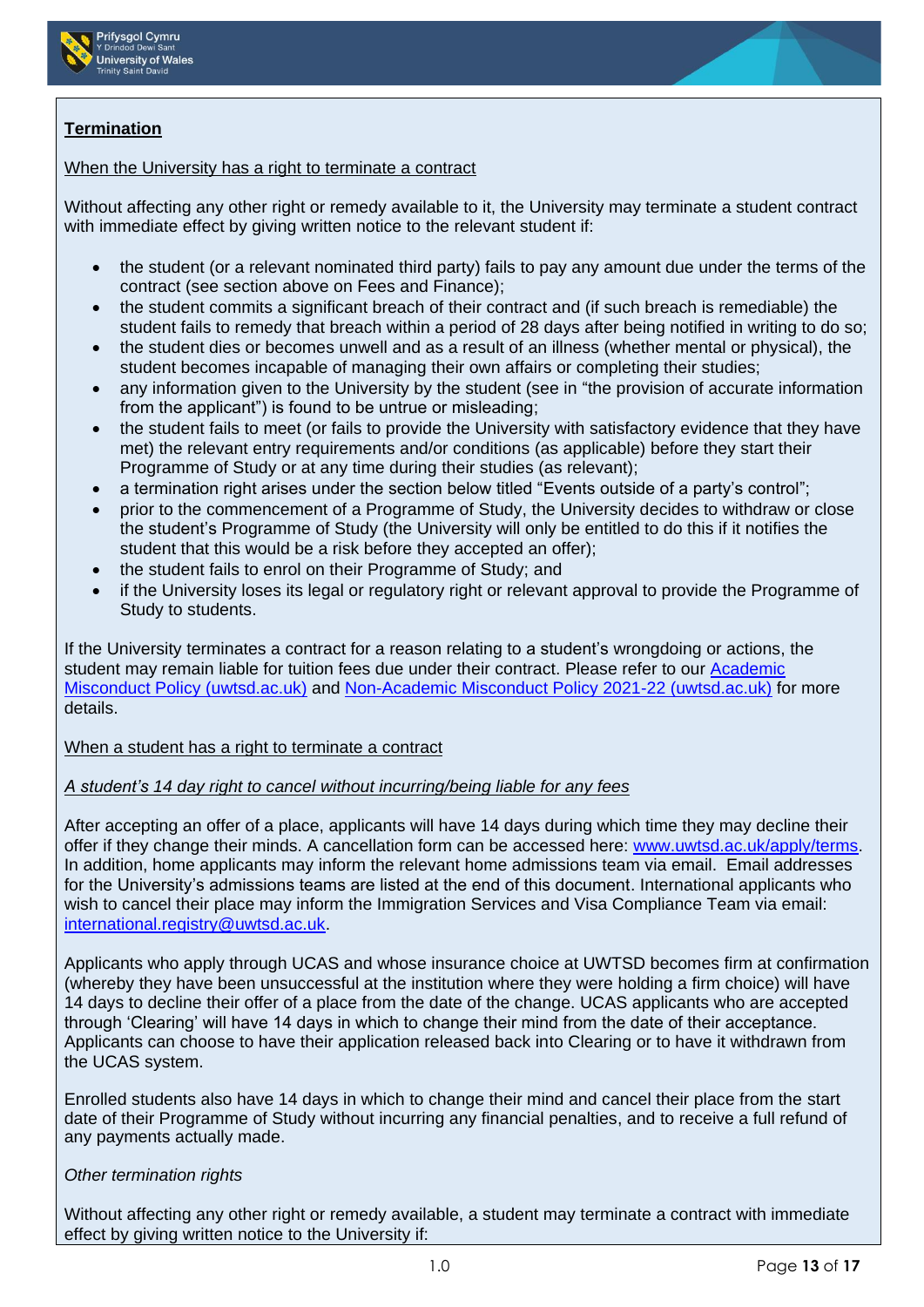**Termination**

When the University has a right to terminate a contract

Without affecting any other right or remedy available to it, the University may terminate a student contract with immediate effect by giving written notice to the relevant student if:

- the student (or a relevant nominated third party) fails to pay any amount due under the terms of the contract (see section above on Fees and Finance);
- the student commits a significant breach of their contract and (if such breach is remediable) the student fails to remedy that breach within a period of 28 days after being notified in writing to do so;
- the student dies or becomes unwell and as a result of an illness (whether mental or physical), the student becomes incapable of managing their own affairs or completing their studies;
- any information given to the University by the student (see in "the provision of accurate information from the applicant") is found to be untrue or misleading;
- the student fails to meet (or fails to provide the University with satisfactory evidence that they have met) the relevant entry requirements and/or conditions (as applicable) before they start their Programme of Study or at any time during their studies (as relevant);
- a termination right arises under the section below titled "Events outside of a party's control";
- prior to the commencement of a Programme of Study, the University decides to withdraw or close the student's Programme of Study (the University will only be entitled to do this if it notifies the student that this would be a risk before they accepted an offer);
- the student fails to enrol on their Programme of Study; and
- if the University loses its legal or regulatory right or relevant approval to provide the Programme of Study to students.

If the University terminates a contract for a reason relating to a student's wrongdoing or actions, the student may remain liable for tuition fees due under their contract. Please refer to our Academic Misconduct Policy (uwtsd.ac.uk) and Non-Academic Misconduct Policy 2021-22 (uwtsd.ac.uk) for more details.

When a student has a right to terminate a contract

*A student's 14 day right to cancel without incurring/being liable for any fees*

After accepting an offer of a place, applicants will have 14 days during which time they may decline their offer if they change their minds. A cancellation form can be accessed here: www.uwtsd.ac.uk/apply/terms. In addition, home applicants may inform the relevant home admissions team via email. Email addresses for the University's admissions teams are listed at the end of this document. International applicants who wish to cancel their place may inform the Immigration Services and Visa Compliance Team via email: international.registry@uwtsd.ac.uk.

Applicants who apply through UCAS and whose insurance choice at UWTSD becomes firm at confirmation (whereby they have been unsuccessful at the institution where they were holding a firm choice) will have 14 days to decline their offer of a place from the date of the change. UCAS applicants who are accepted through 'Clearing' will have 14 days in which to change their mind from the date of their acceptance. Applicants can choose to have their application released back into Clearing or to have it withdrawn from the UCAS system.

Enrolled students also have 14 days in which to change their mind and cancel their place from the start date of their Programme of Study without incurring any financial penalties, and to receive a full refund of any payments actually made.

*Other termination rights*

Without affecting any other right or remedy available, a student may terminate a contract with immediate effect by giving written notice to the University if: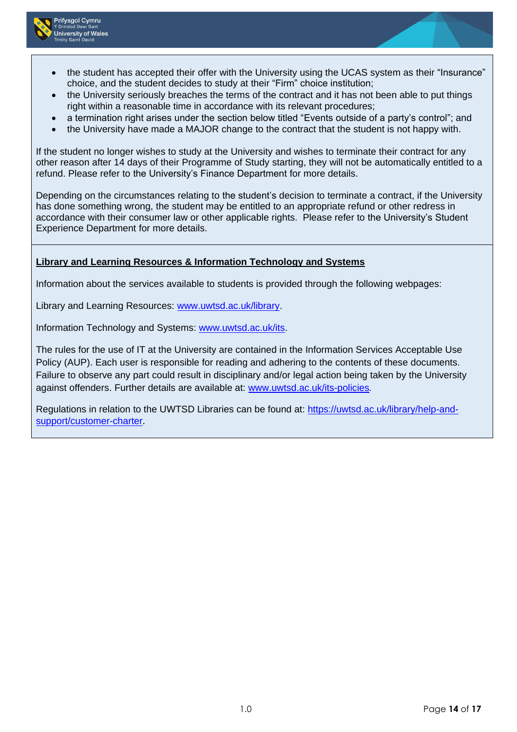- the student has accepted their offer with the University using the UCAS system as their "Insurance" choice, and the student decides to study at their "Firm" choice institution;
- the University seriously breaches the terms of the contract and it has not been able to put things right within a reasonable time in accordance with its relevant procedures;
- a termination right arises under the section below titled "Events outside of a party's control"; and
- the University have made a MAJOR change to the contract that the student is not happy with.

If the student no longer wishes to study at the University and wishes to terminate their contract for any other reason after 14 days of their Programme of Study starting, they will not be automatically entitled to a refund. Please refer to the University's Finance Department for more details.

Depending on the circumstances relating to the student's decision to terminate a contract, if the University has done something wrong, the student may be entitled to an appropriate refund or other redress in accordance with their consumer law or other applicable rights. Please refer to the University's Student Experience Department for more details.

**Library and Learning Resources & Information Technology and Systems**

Information about the services available to students is provided through the following webpages:

Library and Learning Resources: [www.uwtsd.ac.uk/library](www.uwtsd.ac.uk/library).

Information Technology and Systems: [www.uwtsd.ac.uk/its](www.uwtsd.ac.uk/its).

The rules for the use of IT at the University are contained in the Information Services Acceptable Use Policy (AUP). Each user is responsible for reading and adhering to the contents of these documents. Failure to observe any part could result in disciplinary and/or legal action being taken by the University against offenders. Further details are available at: [www.uwtsd.ac.uk/its-policies](www.uwtsd.ac.uk/its-policies).

Regulations in relation to the UWTSD Libraries can be found at: [https://uwtsd.ac.uk/library/help-and-support/customer-charter](https://uwtsd.ac.uk/library/help-and-support/customer-charter).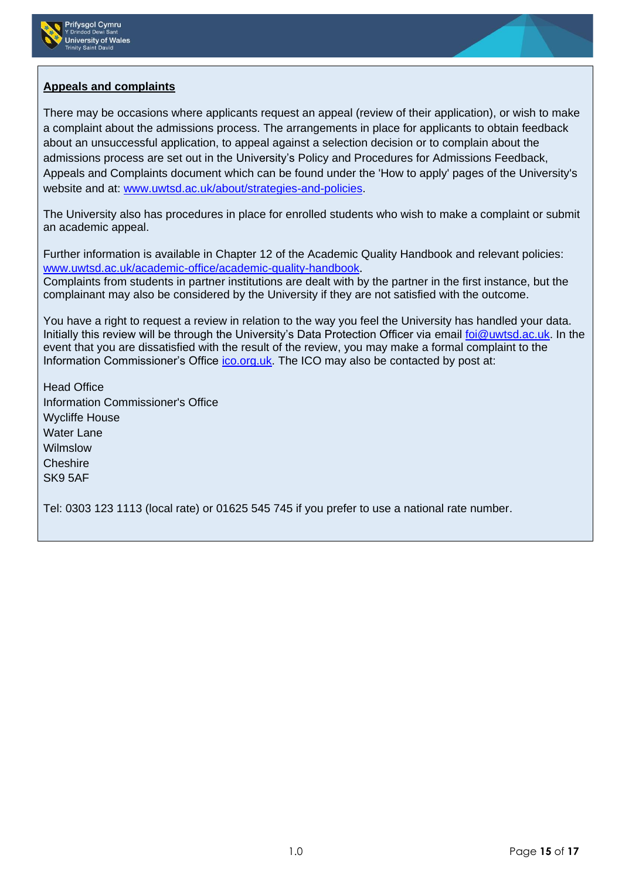**Appeals and complaints**

There may be occasions where applicants request an appeal (review of their application), or wish to make a complaint about the admissions process. The arrangements in place for applicants to obtain feedback about an unsuccessful application, to appeal against a selection decision or to complain about the admissions process are set out in the University's Policy and Procedures for Admissions Feedback, Appeals and Complaints document which can be found under the 'How to apply' pages of the University's website and at: www.uwtsd.ac.uk/about/strategies-and-policies.

The University also has procedures in place for enrolled students who wish to make a complaint or submit an academic appeal.

Further information is available in Chapter 12 of the Academic Quality Handbook and relevant policies: www.uwtsd.ac.uk/academic-office/academic-quality-handbook.
Complaints from students in partner institutions are dealt with by the partner in the first instance, but the complainant may also be considered by the University if they are not satisfied with the outcome.

You have a right to request a review in relation to the way you feel the University has handled your data. Initially this review will be through the University's Data Protection Officer via email foi@uwtsd.ac.uk. In the event that you are dissatisfied with the result of the review, you may make a formal complaint to the Information Commissioner's Office ico.org.uk. The ICO may also be contacted by post at:

Head Office
Information Commissioner's Office
Wycliffe House
Water Lane
Wilmslow
Cheshire
SK9 5AF

Tel: 0303 123 1113 (local rate) or 01625 545 745 if you prefer to use a national rate number.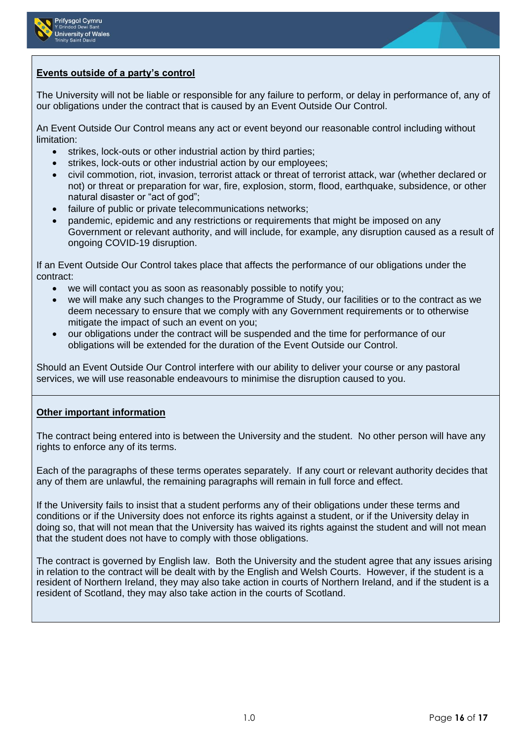**Events outside of a party's control**

The University will not be liable or responsible for any failure to perform, or delay in performance of, any of our obligations under the contract that is caused by an Event Outside Our Control.

An Event Outside Our Control means any act or event beyond our reasonable control including without limitation:

- strikes, lock-outs or other industrial action by third parties;
- strikes, lock-outs or other industrial action by our employees;
- civil commotion, riot, invasion, terrorist attack or threat of terrorist attack, war (whether declared or not) or threat or preparation for war, fire, explosion, storm, flood, earthquake, subsidence, or other natural disaster or "act of god";
- failure of public or private telecommunications networks;
- pandemic, epidemic and any restrictions or requirements that might be imposed on any Government or relevant authority, and will include, for example, any disruption caused as a result of ongoing COVID-19 disruption.

If an Event Outside Our Control takes place that affects the performance of our obligations under the contract:

- we will contact you as soon as reasonably possible to notify you;
- we will make any such changes to the Programme of Study, our facilities or to the contract as we deem necessary to ensure that we comply with any Government requirements or to otherwise mitigate the impact of such an event on you;
- our obligations under the contract will be suspended and the time for performance of our obligations will be extended for the duration of the Event Outside our Control.

Should an Event Outside Our Control interfere with our ability to deliver your course or any pastoral services, we will use reasonable endeavours to minimise the disruption caused to you.

**Other important information**

The contract being entered into is between the University and the student. No other person will have any rights to enforce any of its terms.

Each of the paragraphs of these terms operates separately. If any court or relevant authority decides that any of them are unlawful, the remaining paragraphs will remain in full force and effect.

If the University fails to insist that a student performs any of their obligations under these terms and conditions or if the University does not enforce its rights against a student, or if the University delay in doing so, that will not mean that the University has waived its rights against the student and will not mean that the student does not have to comply with those obligations.

The contract is governed by English law. Both the University and the student agree that any issues arising in relation to the contract will be dealt with by the English and Welsh Courts. However, if the student is a resident of Northern Ireland, they may also take action in courts of Northern Ireland, and if the student is a resident of Scotland, they may also take action in the courts of Scotland.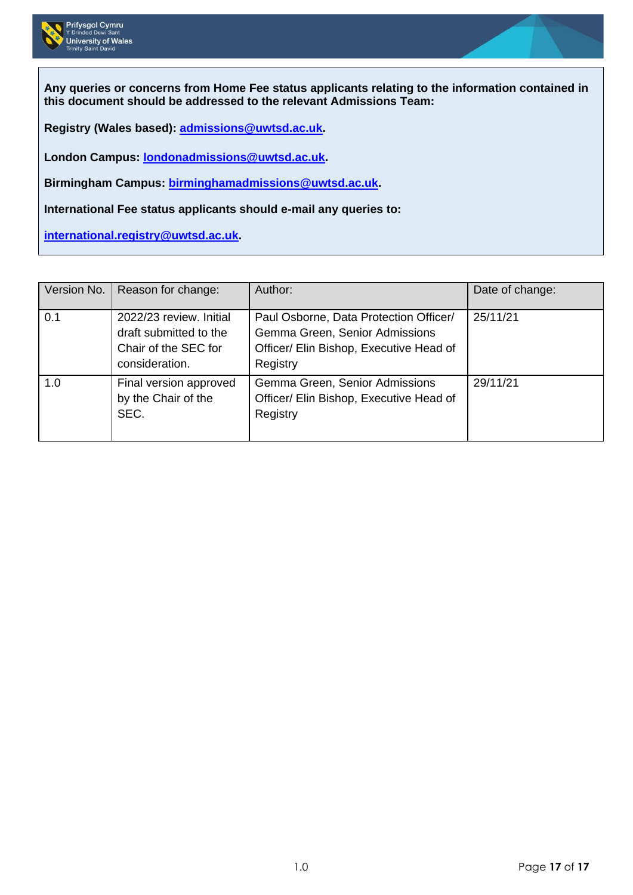**Any queries or concerns from Home Fee status applicants relating to the information contained in this document should be addressed to the relevant Admissions Team:**

**Registry (Wales based): admissions@uwtsd.ac.uk.**

**London Campus: londonadmissions@uwtsd.ac.uk.**

**Birmingham Campus: birminghamadmissions@uwtsd.ac.uk.**

**International Fee status applicants should e-mail any queries to:**

**international.registry@uwtsd.ac.uk.**

| Version No. | Reason for change: | Author: | Date of change: |
|---|---|---|---|
| 0.1 | 2022/23 review. Initial draft submitted to the Chair of the SEC for consideration. | Paul Osborne, Data Protection Officer/ Gemma Green, Senior Admissions Officer/ Elin Bishop, Executive Head of Registry | 25/11/21 |
| 1.0 | Final version approved by the Chair of the SEC. | Gemma Green, Senior Admissions Officer/ Elin Bishop, Executive Head of Registry | 29/11/21 |